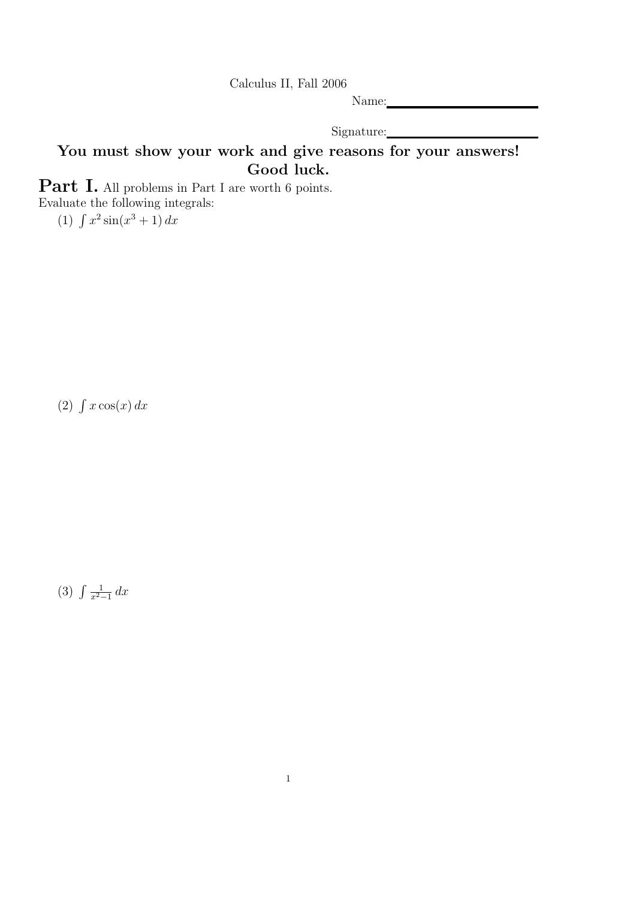Calculus II, Fall 2006

Name:

Signature:

**You must show your work and give reasons for your answers!**
**Good luck.**

## Part I.

All problems in Part I are worth 6 points.

Evaluate the following integrals:

(1) $\int x^2 \sin(x^3 + 1)\, dx$

(2) $\int x \cos(x)\, dx$

(3) $\int \frac{1}{x^2 - 1}\, dx$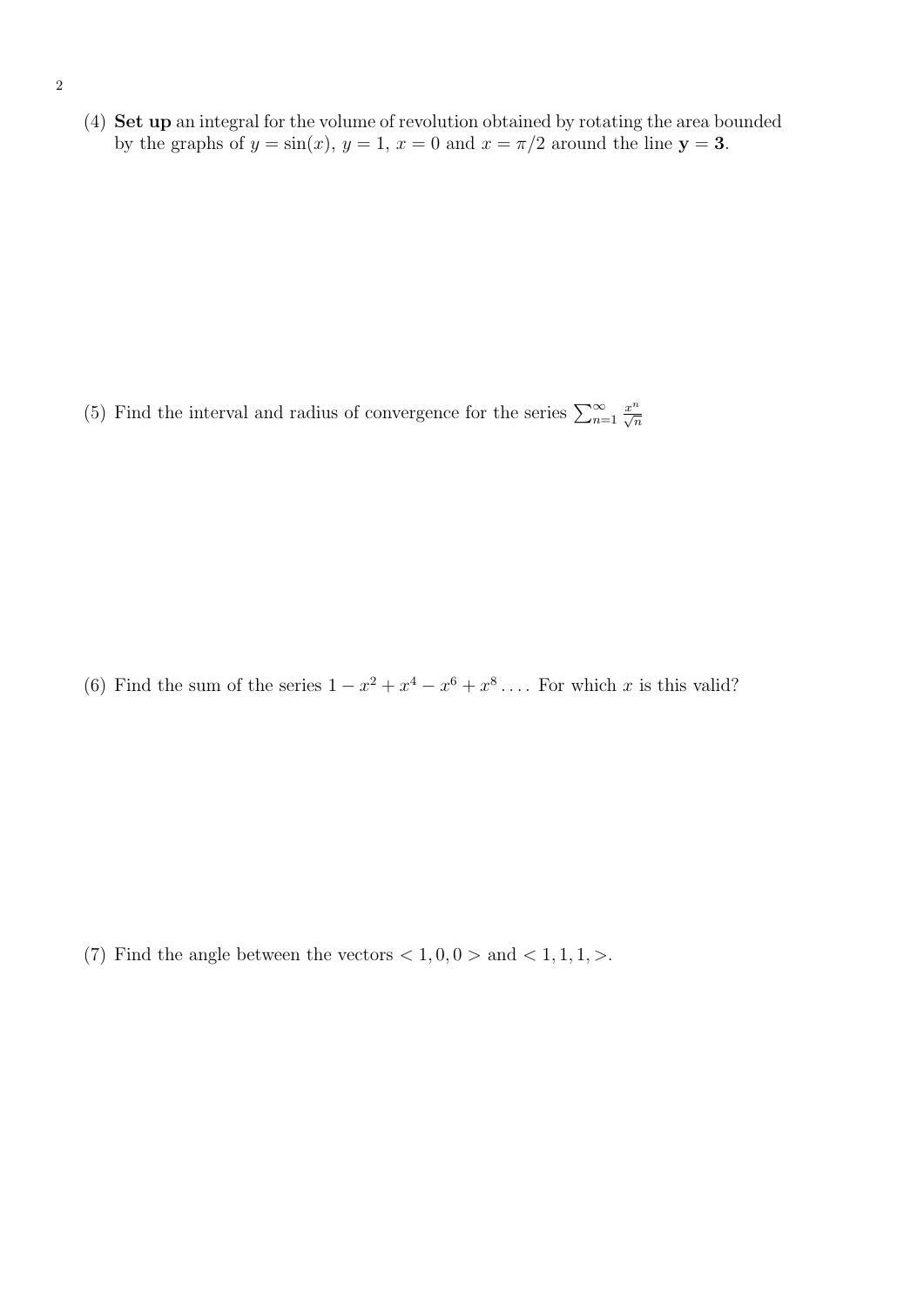(4) **Set up** an integral for the volume of revolution obtained by rotating the area bounded by the graphs of $y = \sin(x)$, $y = 1$, $x = 0$ and $x = \pi/2$ around the line $\mathbf{y} = \mathbf{3}$.

(5) Find the interval and radius of convergence for the series $\sum_{n=1}^{\infty} \frac{x^n}{\sqrt{n}}$

(6) Find the sum of the series $1 - x^2 + x^4 - x^6 + x^8 \ldots$. For which $x$ is this valid?

(7) Find the angle between the vectors $< 1, 0, 0 >$ and $< 1, 1, 1, >$.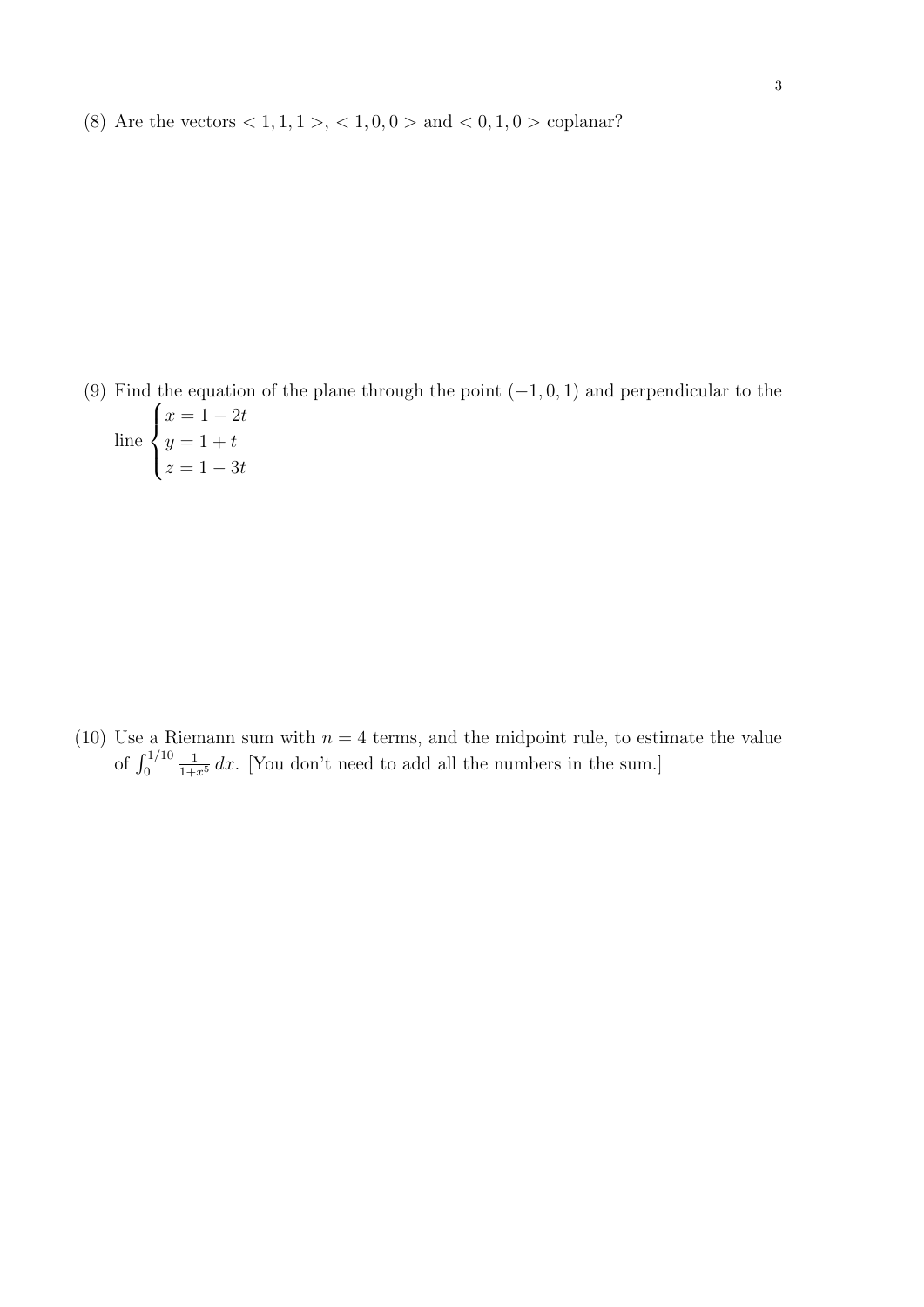(8) Are the vectors $< 1, 1, 1 >$, $< 1, 0, 0 >$ and $< 0, 1, 0 >$ coplanar?

(9) Find the equation of the plane through the point $(-1, 0, 1)$ and perpendicular to the line $\begin{cases} x = 1 - 2t \\ y = 1 + t \\ z = 1 - 3t \end{cases}$

(10) Use a Riemann sum with $n = 4$ terms, and the midpoint rule, to estimate the value of $\int_0^{1/10} \frac{1}{1+x^5}\, dx$. [You don't need to add all the numbers in the sum.]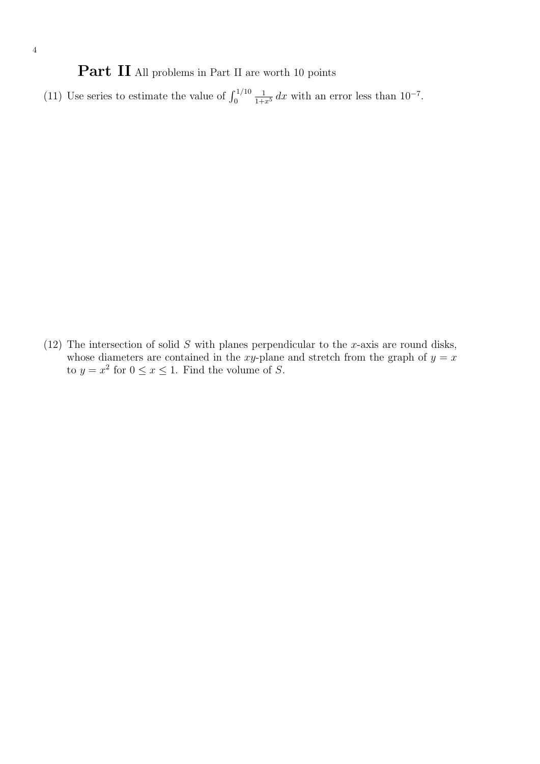# **Part II** All problems in Part II are worth 10 points

(11) Use series to estimate the value of $\int_0^{1/10} \frac{1}{1+x^5}\,dx$ with an error less than $10^{-7}$.

(12) The intersection of solid $S$ with planes perpendicular to the $x$-axis are round disks, whose diameters are contained in the $xy$-plane and stretch from the graph of $y = x$ to $y = x^2$ for $0 \leq x \leq 1$. Find the volume of $S$.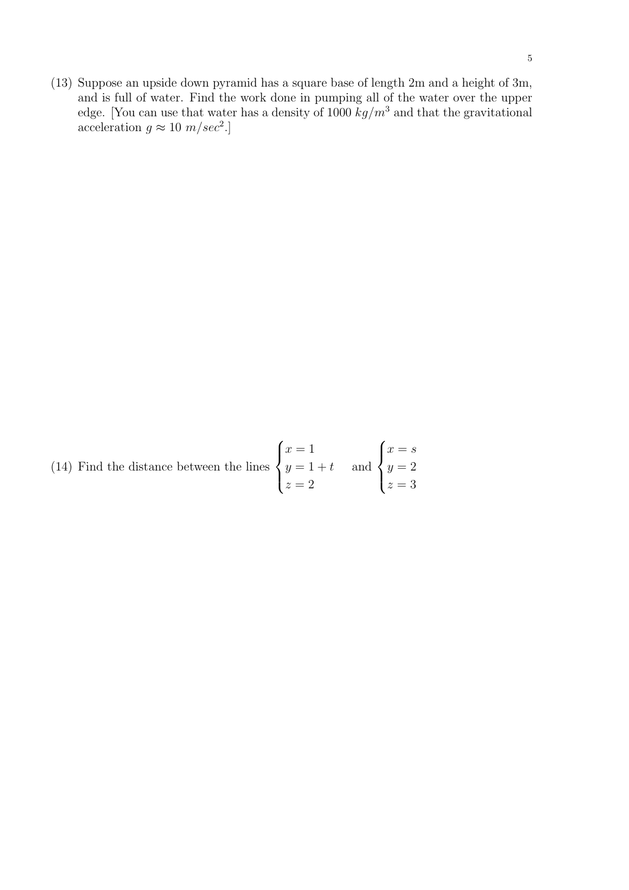(13) Suppose an upside down pyramid has a square base of length 2m and a height of 3m, and is full of water. Find the work done in pumping all of the water over the upper edge. [You can use that water has a density of 1000 $kg/m^3$ and that the gravitational acceleration $g \approx 10\ m/sec^2$.]

(14) Find the distance between the lines $\begin{cases} x = 1 \\ y = 1 + t \\ z = 2 \end{cases}$ and $\begin{cases} x = s \\ y = 2 \\ z = 3 \end{cases}$